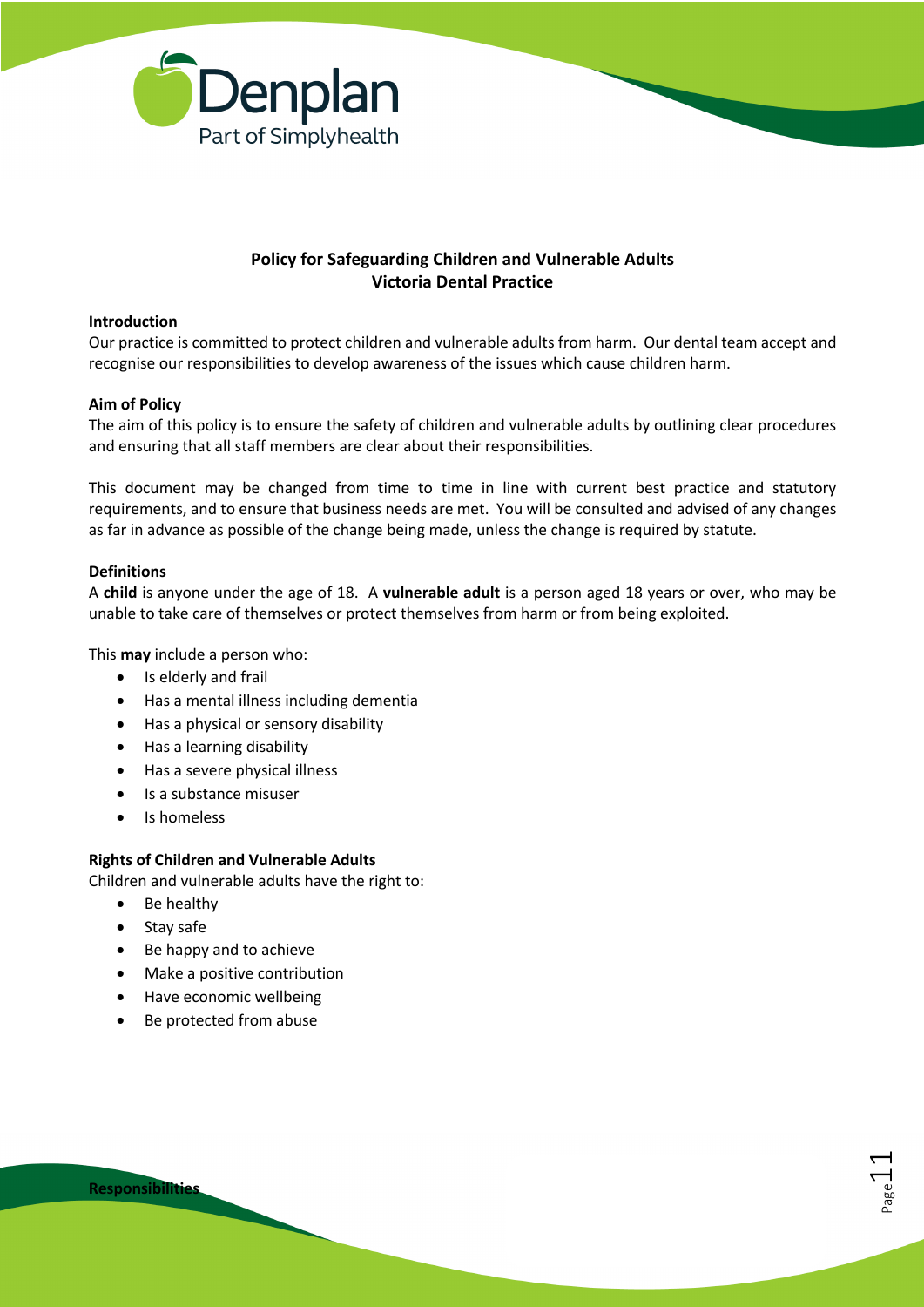## Policy for Safeguarding Children and Vulnerable Adults
## Victoria Dental Practice

**Introduction**

Our practice is committed to protect children and vulnerable adults from harm. Our dental team accept and recognise our responsibilities to develop awareness of the issues which cause children harm.

**Aim of Policy**

The aim of this policy is to ensure the safety of children and vulnerable adults by outlining clear procedures and ensuring that all staff members are clear about their responsibilities.

This document may be changed from time to time in line with current best practice and statutory requirements, and to ensure that business needs are met. You will be consulted and advised of any changes as far in advance as possible of the change being made, unless the change is required by statute.

**Definitions**

A **child** is anyone under the age of 18. A **vulnerable adult** is a person aged 18 years or over, who may be unable to take care of themselves or protect themselves from harm or from being exploited.

This **may** include a person who:

- Is elderly and frail
- Has a mental illness including dementia
- Has a physical or sensory disability
- Has a learning disability
- Has a severe physical illness
- Is a substance misuser
- Is homeless

**Rights of Children and Vulnerable Adults**

Children and vulnerable adults have the right to:

- Be healthy
- Stay safe
- Be happy and to achieve
- Make a positive contribution
- Have economic wellbeing
- Be protected from abuse

**Responsibilities**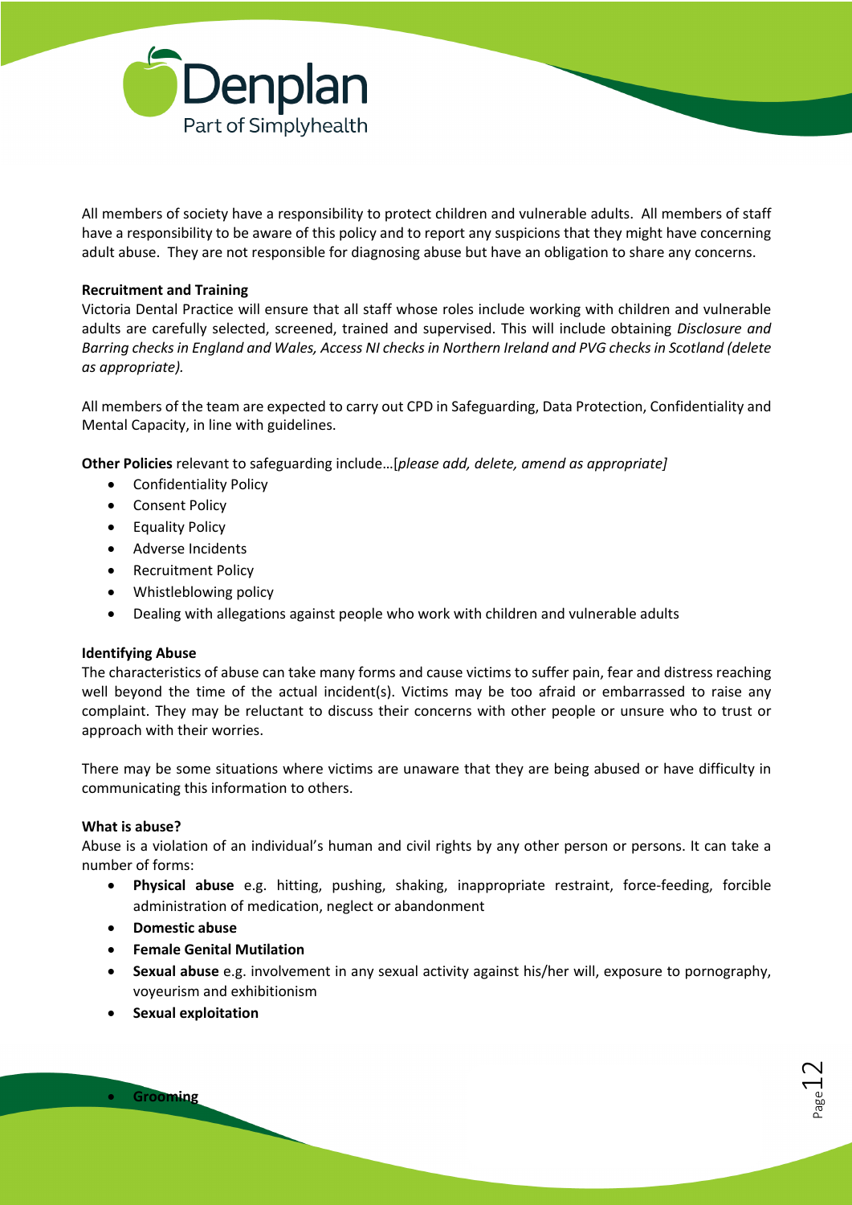All members of society have a responsibility to protect children and vulnerable adults. All members of staff have a responsibility to be aware of this policy and to report any suspicions that they might have concerning adult abuse. They are not responsible for diagnosing abuse but have an obligation to share any concerns.

**Recruitment and Training**
Victoria Dental Practice will ensure that all staff whose roles include working with children and vulnerable adults are carefully selected, screened, trained and supervised. This will include obtaining *Disclosure and Barring checks in England and Wales, Access NI checks in Northern Ireland and PVG checks in Scotland (delete as appropriate).*

All members of the team are expected to carry out CPD in Safeguarding, Data Protection, Confidentiality and Mental Capacity, in line with guidelines.

**Other Policies** relevant to safeguarding include…[*please add, delete, amend as appropriate]*

- Confidentiality Policy
- Consent Policy
- Equality Policy
- Adverse Incidents
- Recruitment Policy
- Whistleblowing policy
- Dealing with allegations against people who work with children and vulnerable adults

**Identifying Abuse**
The characteristics of abuse can take many forms and cause victims to suffer pain, fear and distress reaching well beyond the time of the actual incident(s). Victims may be too afraid or embarrassed to raise any complaint. They may be reluctant to discuss their concerns with other people or unsure who to trust or approach with their worries.

There may be some situations where victims are unaware that they are being abused or have difficulty in communicating this information to others.

**What is abuse?**
Abuse is a violation of an individual's human and civil rights by any other person or persons. It can take a number of forms:

- **Physical abuse** e.g. hitting, pushing, shaking, inappropriate restraint, force-feeding, forcible administration of medication, neglect or abandonment
- **Domestic abuse**
- **Female Genital Mutilation**
- **Sexual abuse** e.g. involvement in any sexual activity against his/her will, exposure to pornography, voyeurism and exhibitionism
- **Sexual exploitation**
- **Grooming**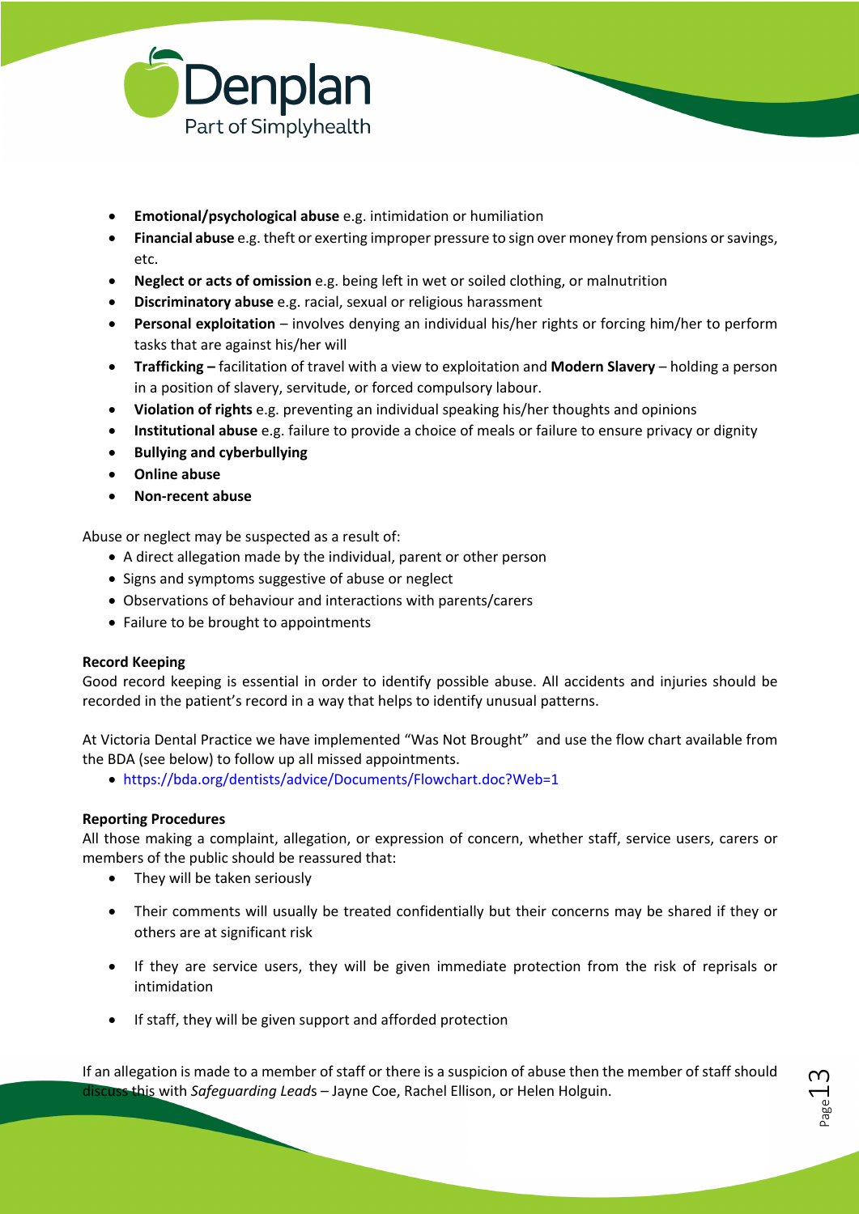- **Emotional/psychological abuse** e.g. intimidation or humiliation
- **Financial abuse** e.g. theft or exerting improper pressure to sign over money from pensions or savings, etc.
- **Neglect or acts of omission** e.g. being left in wet or soiled clothing, or malnutrition
- **Discriminatory abuse** e.g. racial, sexual or religious harassment
- **Personal exploitation** – involves denying an individual his/her rights or forcing him/her to perform tasks that are against his/her will
- **Trafficking –** facilitation of travel with a view to exploitation and **Modern Slavery** – holding a person in a position of slavery, servitude, or forced compulsory labour.
- **Violation of rights** e.g. preventing an individual speaking his/her thoughts and opinions
- **Institutional abuse** e.g. failure to provide a choice of meals or failure to ensure privacy or dignity
- **Bullying and cyberbullying**
- **Online abuse**
- **Non-recent abuse**

Abuse or neglect may be suspected as a result of:

- A direct allegation made by the individual, parent or other person
- Signs and symptoms suggestive of abuse or neglect
- Observations of behaviour and interactions with parents/carers
- Failure to be brought to appointments

**Record Keeping**

Good record keeping is essential in order to identify possible abuse. All accidents and injuries should be recorded in the patient's record in a way that helps to identify unusual patterns.

At Victoria Dental Practice we have implemented "Was Not Brought" and use the flow chart available from the BDA (see below) to follow up all missed appointments.

- https://bda.org/dentists/advice/Documents/Flowchart.doc?Web=1

**Reporting Procedures**

All those making a complaint, allegation, or expression of concern, whether staff, service users, carers or members of the public should be reassured that:

- They will be taken seriously
- Their comments will usually be treated confidentially but their concerns may be shared if they or others are at significant risk
- If they are service users, they will be given immediate protection from the risk of reprisals or intimidation
- If staff, they will be given support and afforded protection

If an allegation is made to a member of staff or there is a suspicion of abuse then the member of staff should discuss this with *Safeguarding Lead*s – Jayne Coe, Rachel Ellison, or Helen Holguin.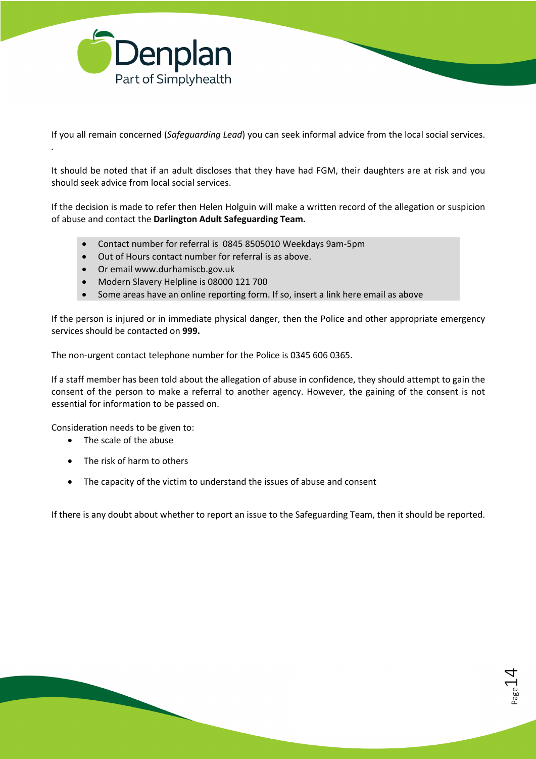If you all remain concerned (*Safeguarding Lead*) you can seek informal advice from the local social services.
.

It should be noted that if an adult discloses that they have had FGM, their daughters are at risk and you should seek advice from local social services.

If the decision is made to refer then Helen Holguin will make a written record of the allegation or suspicion of abuse and contact the **Darlington Adult Safeguarding Team.**

- Contact number for referral is 0845 8505010 Weekdays 9am-5pm
- Out of Hours contact number for referral is as above.
- Or email www.durhamiscb.gov.uk
- Modern Slavery Helpline is 08000 121 700
- Some areas have an online reporting form. If so, insert a link here email as above

If the person is injured or in immediate physical danger, then the Police and other appropriate emergency services should be contacted on **999.**

The non-urgent contact telephone number for the Police is 0345 606 0365.

If a staff member has been told about the allegation of abuse in confidence, they should attempt to gain the consent of the person to make a referral to another agency. However, the gaining of the consent is not essential for information to be passed on.

Consideration needs to be given to:

- The scale of the abuse
- The risk of harm to others
- The capacity of the victim to understand the issues of abuse and consent

If there is any doubt about whether to report an issue to the Safeguarding Team, then it should be reported.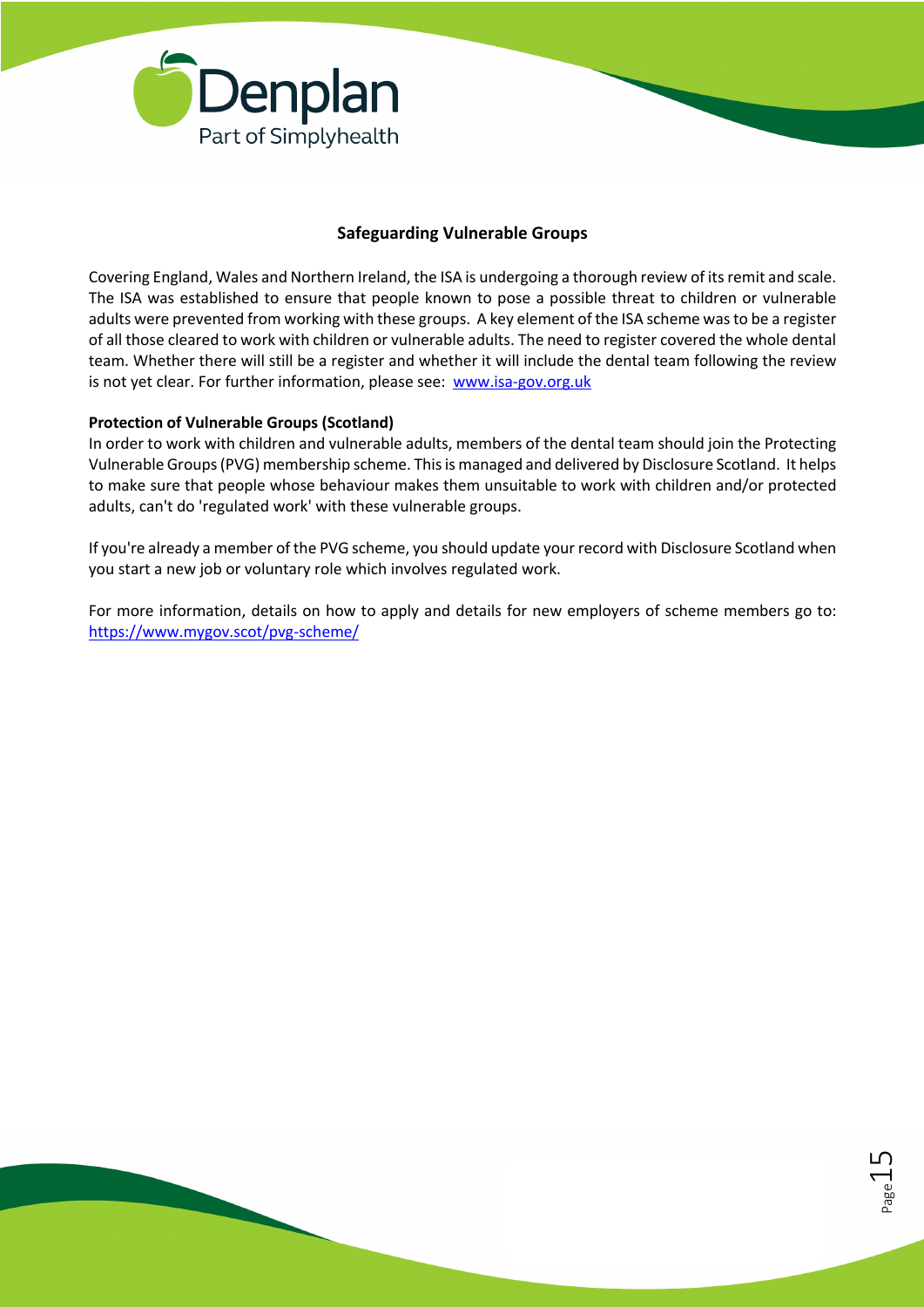## Safeguarding Vulnerable Groups

Covering England, Wales and Northern Ireland, the ISA is undergoing a thorough review of its remit and scale. The ISA was established to ensure that people known to pose a possible threat to children or vulnerable adults were prevented from working with these groups. A key element of the ISA scheme was to be a register of all those cleared to work with children or vulnerable adults. The need to register covered the whole dental team. Whether there will still be a register and whether it will include the dental team following the review is not yet clear. For further information, please see: [www.isa-gov.org.uk](http://www.isa-gov.org.uk)

**Protection of Vulnerable Groups (Scotland)**

In order to work with children and vulnerable adults, members of the dental team should join the Protecting Vulnerable Groups (PVG) membership scheme. This is managed and delivered by Disclosure Scotland. It helps to make sure that people whose behaviour makes them unsuitable to work with children and/or protected adults, can't do 'regulated work' with these vulnerable groups.

If you're already a member of the PVG scheme, you should update your record with Disclosure Scotland when you start a new job or voluntary role which involves regulated work.

For more information, details on how to apply and details for new employers of scheme members go to: [https://www.mygov.scot/pvg-scheme/](https://www.mygov.scot/pvg-scheme/)